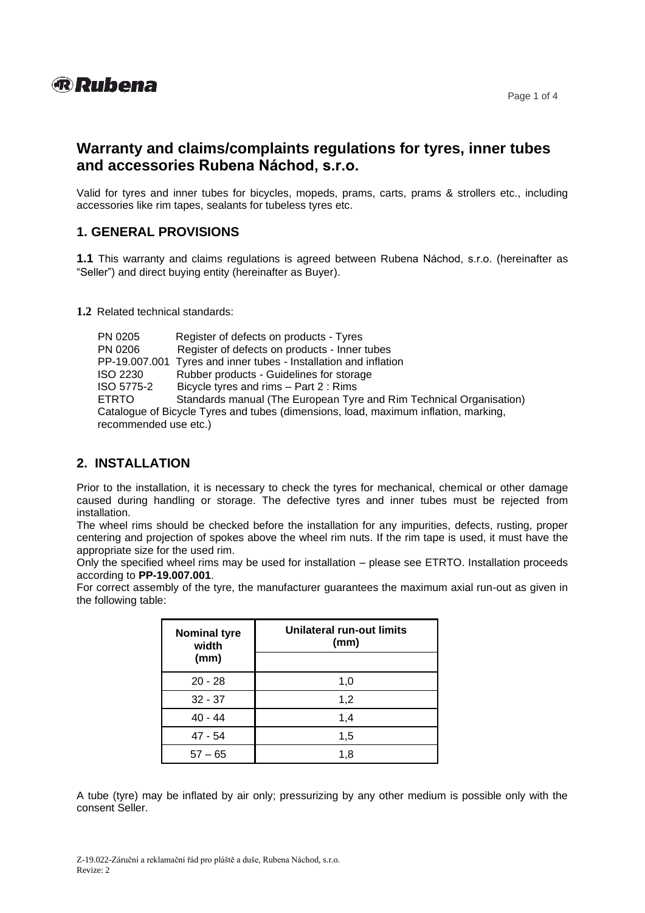# Warranty and claims/complaints regulations for tyres, inner tubes and accessories Rubena Náchod, s.r.o.

Valid for tyres and inner tubes for bicycles, mopeds, prams, carts, prams & strollers etc., including accessories like rim tapes, sealants for tubeless tyres etc.

## 1. GENERAL PROVISIONS

**1.1** This warranty and claims regulations is agreed between Rubena Náchod, s.r.o. (hereinafter as "Seller") and direct buying entity (hereinafter as Buyer).

**1.2** Related technical standards:

| | |
|---|---|
| PN 0205 | Register of defects on products - Tyres |
| PN 0206 | Register of defects on products - Inner tubes |
| PP-19.007.001 | Tyres and inner tubes - Installation and inflation |
| ISO 2230 | Rubber products - Guidelines for storage |
| ISO 5775-2 | Bicycle tyres and rims – Part 2 : Rims |
| ETRTO | Standards manual (The European Tyre and Rim Technical Organisation) |

Catalogue of Bicycle Tyres and tubes (dimensions, load, maximum inflation, marking, recommended use etc.)

## 2. INSTALLATION

Prior to the installation, it is necessary to check the tyres for mechanical, chemical or other damage caused during handling or storage. The defective tyres and inner tubes must be rejected from installation.

The wheel rims should be checked before the installation for any impurities, defects, rusting, proper centering and projection of spokes above the wheel rim nuts. If the rim tape is used, it must have the appropriate size for the used rim.

Only the specified wheel rims may be used for installation – please see ETRTO. Installation proceeds according to **PP-19.007.001**.

For correct assembly of the tyre, the manufacturer guarantees the maximum axial run-out as given in the following table:

| Nominal tyre width (mm) | Unilateral run-out limits (mm) |
|---|---|
| 20 - 28 | 1,0 |
| 32 - 37 | 1,2 |
| 40 - 44 | 1,4 |
| 47 - 54 | 1,5 |
| 57 – 65 | 1,8 |

A tube (tyre) may be inflated by air only; pressurizing by any other medium is possible only with the consent Seller.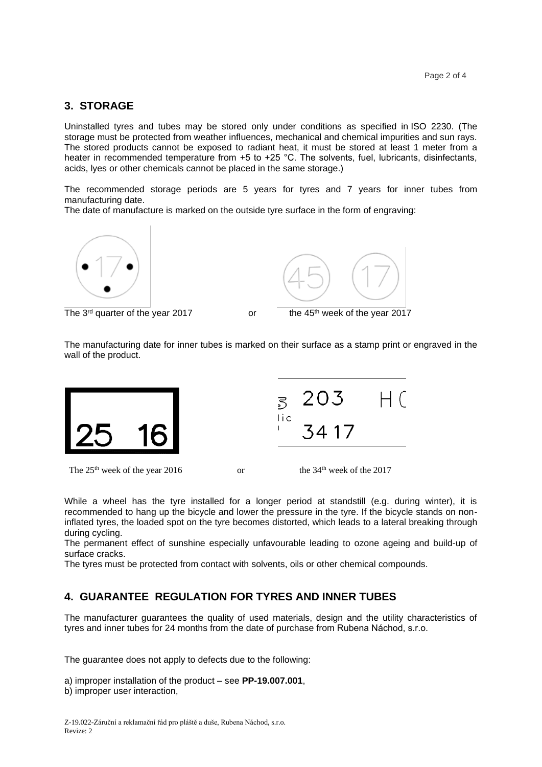## 3. STORAGE

Uninstalled tyres and tubes may be stored only under conditions as specified in ISO 2230. (The storage must be protected from weather influences, mechanical and chemical impurities and sun rays. The stored products cannot be exposed to radiant heat, it must be stored at least 1 meter from a heater in recommended temperature from +5 to +25 °C. The solvents, fuel, lubricants, disinfectants, acids, lyes or other chemicals cannot be placed in the same storage.)

The recommended storage periods are 5 years for tyres and 7 years for inner tubes from manufacturing date.
The date of manufacture is marked on the outside tyre surface in the form of engraving:

The 3rd quarter of the year 2017 or the 45th week of the year 2017

The manufacturing date for inner tubes is marked on their surface as a stamp print or engraved in the wall of the product.

The 25th week of the year 2016 or the 34th week of the 2017

While a wheel has the tyre installed for a longer period at standstill (e.g. during winter), it is recommended to hang up the bicycle and lower the pressure in the tyre. If the bicycle stands on non-inflated tyres, the loaded spot on the tyre becomes distorted, which leads to a lateral breaking through during cycling.
The permanent effect of sunshine especially unfavourable leading to ozone ageing and build-up of surface cracks.
The tyres must be protected from contact with solvents, oils or other chemical compounds.

## 4. GUARANTEE REGULATION FOR TYRES AND INNER TUBES

The manufacturer guarantees the quality of used materials, design and the utility characteristics of tyres and inner tubes for 24 months from the date of purchase from Rubena Náchod, s.r.o.

The guarantee does not apply to defects due to the following:

a) improper installation of the product – see **PP-19.007.001**,
b) improper user interaction,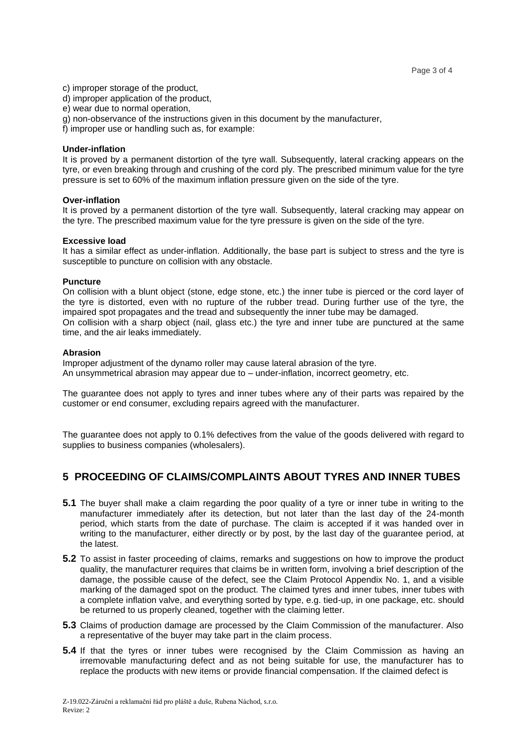c) improper storage of the product,
d) improper application of the product,
e) wear due to normal operation,
g) non-observance of the instructions given in this document by the manufacturer,
f) improper use or handling such as, for example:

**Under-inflation**
It is proved by a permanent distortion of the tyre wall. Subsequently, lateral cracking appears on the tyre, or even breaking through and crushing of the cord ply. The prescribed minimum value for the tyre pressure is set to 60% of the maximum inflation pressure given on the side of the tyre.

**Over-inflation**
It is proved by a permanent distortion of the tyre wall. Subsequently, lateral cracking may appear on the tyre. The prescribed maximum value for the tyre pressure is given on the side of the tyre.

**Excessive load**
It has a similar effect as under-inflation. Additionally, the base part is subject to stress and the tyre is susceptible to puncture on collision with any obstacle.

**Puncture**
On collision with a blunt object (stone, edge stone, etc.) the inner tube is pierced or the cord layer of the tyre is distorted, even with no rupture of the rubber tread. During further use of the tyre, the impaired spot propagates and the tread and subsequently the inner tube may be damaged.
On collision with a sharp object (nail, glass etc.) the tyre and inner tube are punctured at the same time, and the air leaks immediately.

**Abrasion**
Improper adjustment of the dynamo roller may cause lateral abrasion of the tyre.
An unsymmetrical abrasion may appear due to – under-inflation, incorrect geometry, etc.

The guarantee does not apply to tyres and inner tubes where any of their parts was repaired by the customer or end consumer, excluding repairs agreed with the manufacturer.

The guarantee does not apply to 0.1% defectives from the value of the goods delivered with regard to supplies to business companies (wholesalers).

## 5 PROCEEDING OF CLAIMS/COMPLAINTS ABOUT TYRES AND INNER TUBES

**5.1** The buyer shall make a claim regarding the poor quality of a tyre or inner tube in writing to the manufacturer immediately after its detection, but not later than the last day of the 24-month period, which starts from the date of purchase. The claim is accepted if it was handed over in writing to the manufacturer, either directly or by post, by the last day of the guarantee period, at the latest.

**5.2** To assist in faster proceeding of claims, remarks and suggestions on how to improve the product quality, the manufacturer requires that claims be in written form, involving a brief description of the damage, the possible cause of the defect, see the Claim Protocol Appendix No. 1, and a visible marking of the damaged spot on the product. The claimed tyres and inner tubes, inner tubes with a complete inflation valve, and everything sorted by type, e.g. tied-up, in one package, etc. should be returned to us properly cleaned, together with the claiming letter.

**5.3** Claims of production damage are processed by the Claim Commission of the manufacturer. Also a representative of the buyer may take part in the claim process.

**5.4** If that the tyres or inner tubes were recognised by the Claim Commission as having an irremovable manufacturing defect and as not being suitable for use, the manufacturer has to replace the products with new items or provide financial compensation. If the claimed defect is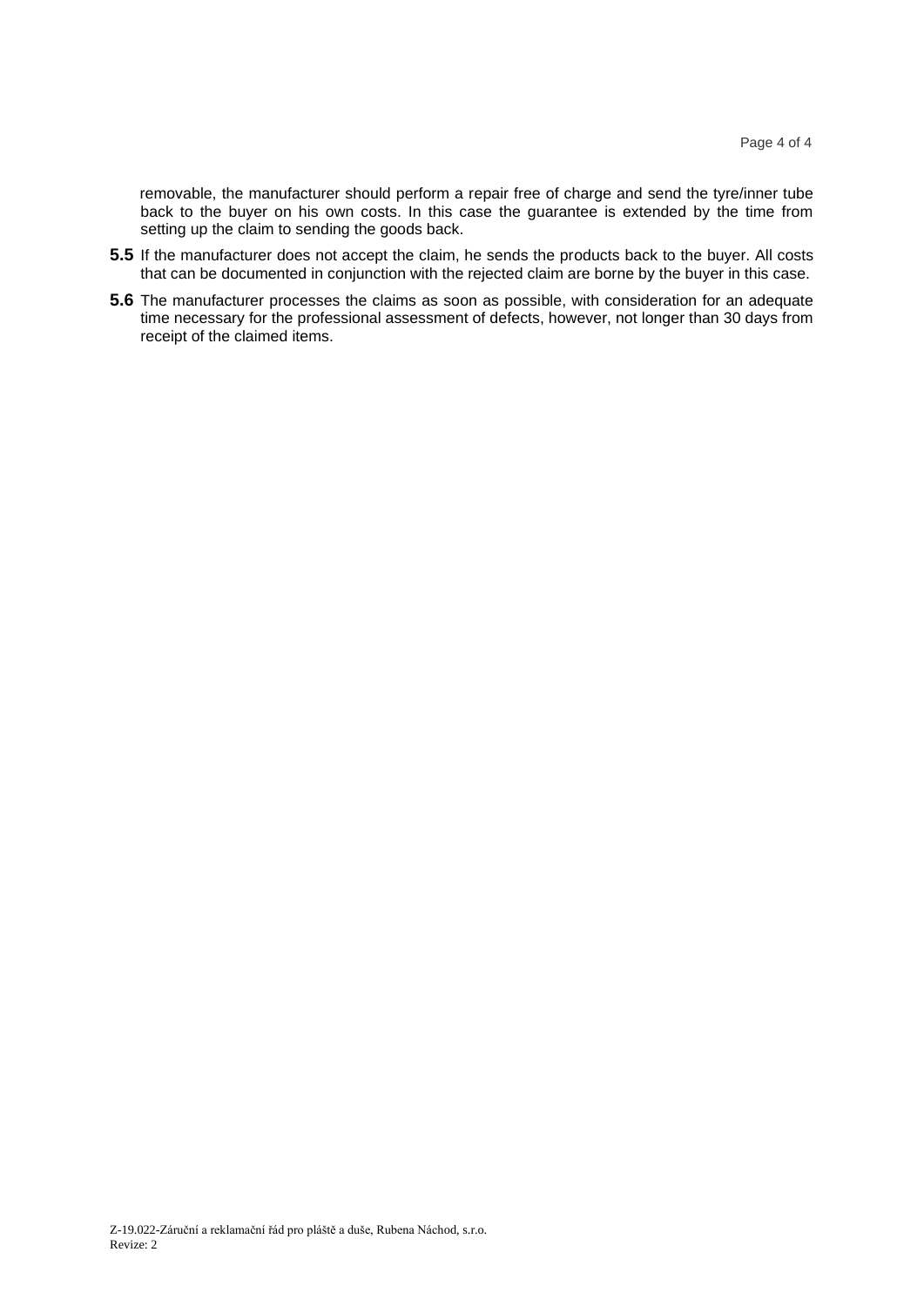removable, the manufacturer should perform a repair free of charge and send the tyre/inner tube back to the buyer on his own costs. In this case the guarantee is extended by the time from setting up the claim to sending the goods back.

**5.5** If the manufacturer does not accept the claim, he sends the products back to the buyer. All costs that can be documented in conjunction with the rejected claim are borne by the buyer in this case.

**5.6** The manufacturer processes the claims as soon as possible, with consideration for an adequate time necessary for the professional assessment of defects, however, not longer than 30 days from receipt of the claimed items.